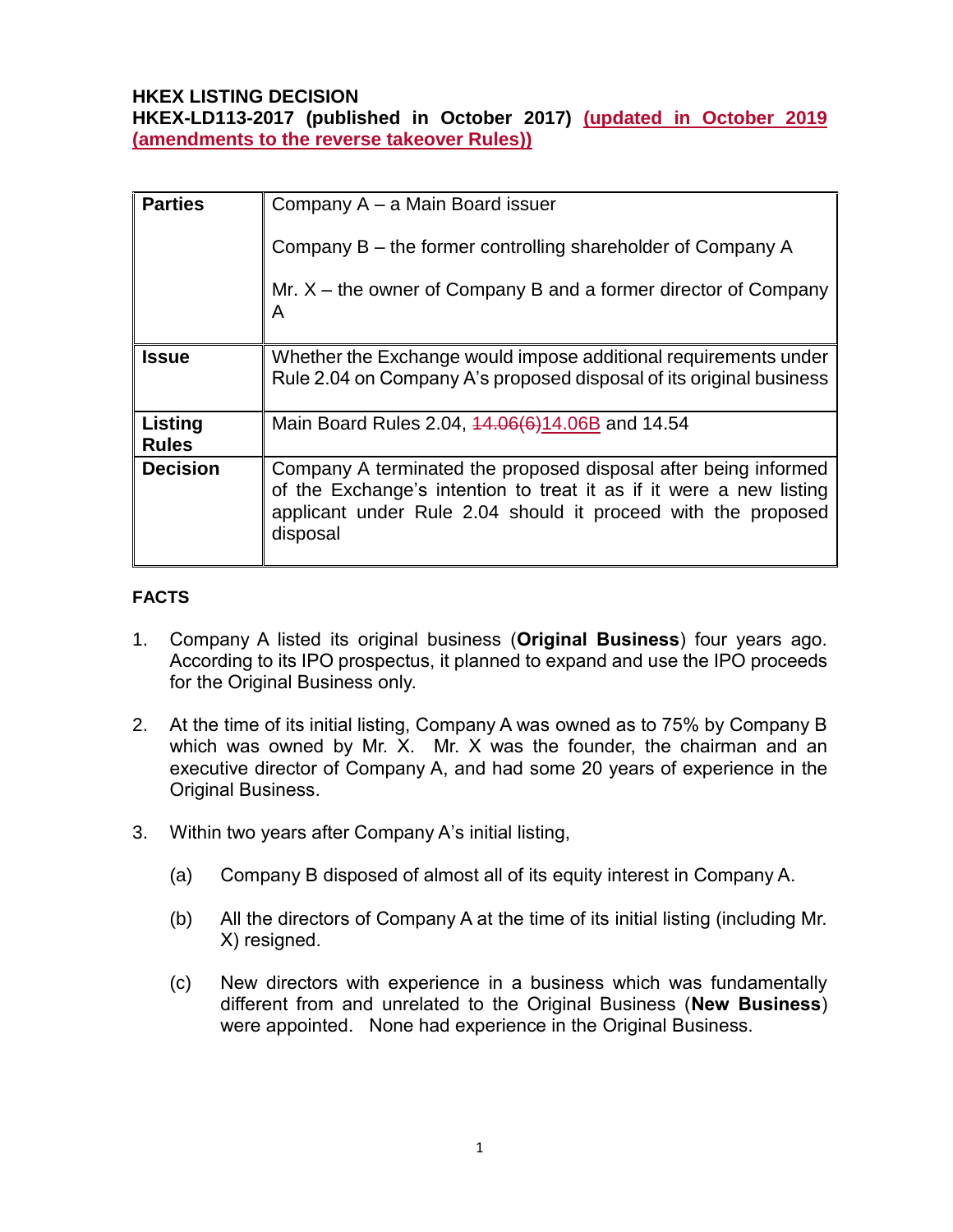**HKEX LISTING DECISION**
**HKEX-LD113-2017 (published in October 2017) (updated in October 2019 (amendments to the reverse takeover Rules))**

| | |
|---|---|
| **Parties** | Company A – a Main Board issuer<br><br>Company B – the former controlling shareholder of Company A<br><br>Mr. X – the owner of Company B and a former director of Company A |
| **Issue** | Whether the Exchange would impose additional requirements under Rule 2.04 on Company A's proposed disposal of its original business |
| **Listing Rules** | Main Board Rules 2.04, ~~14.06(6)~~14.06B and 14.54 |
| **Decision** | Company A terminated the proposed disposal after being informed of the Exchange's intention to treat it as if it were a new listing applicant under Rule 2.04 should it proceed with the proposed disposal |

**FACTS**

1. Company A listed its original business (**Original Business**) four years ago. According to its IPO prospectus, it planned to expand and use the IPO proceeds for the Original Business only.

2. At the time of its initial listing, Company A was owned as to 75% by Company B which was owned by Mr. X. Mr. X was the founder, the chairman and an executive director of Company A, and had some 20 years of experience in the Original Business.

3. Within two years after Company A's initial listing,

   (a) Company B disposed of almost all of its equity interest in Company A.

   (b) All the directors of Company A at the time of its initial listing (including Mr. X) resigned.

   (c) New directors with experience in a business which was fundamentally different from and unrelated to the Original Business (**New Business**) were appointed. None had experience in the Original Business.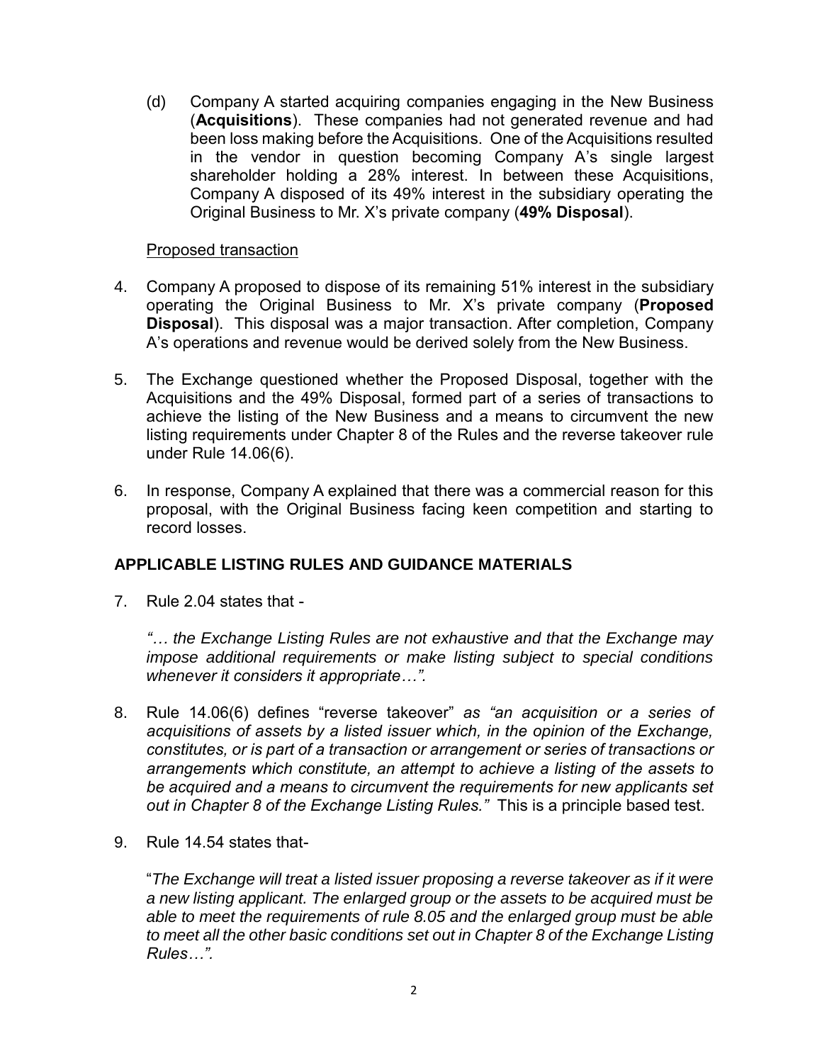(d) Company A started acquiring companies engaging in the New Business (**Acquisitions**). These companies had not generated revenue and had been loss making before the Acquisitions. One of the Acquisitions resulted in the vendor in question becoming Company A's single largest shareholder holding a 28% interest. In between these Acquisitions, Company A disposed of its 49% interest in the subsidiary operating the Original Business to Mr. X's private company (**49% Disposal**).

Proposed transaction

4. Company A proposed to dispose of its remaining 51% interest in the subsidiary operating the Original Business to Mr. X's private company (**Proposed Disposal**). This disposal was a major transaction. After completion, Company A's operations and revenue would be derived solely from the New Business.

5. The Exchange questioned whether the Proposed Disposal, together with the Acquisitions and the 49% Disposal, formed part of a series of transactions to achieve the listing of the New Business and a means to circumvent the new listing requirements under Chapter 8 of the Rules and the reverse takeover rule under Rule 14.06(6).

6. In response, Company A explained that there was a commercial reason for this proposal, with the Original Business facing keen competition and starting to record losses.

## APPLICABLE LISTING RULES AND GUIDANCE MATERIALS

7. Rule 2.04 states that -

   *"… the Exchange Listing Rules are not exhaustive and that the Exchange may impose additional requirements or make listing subject to special conditions whenever it considers it appropriate…".*

8. Rule 14.06(6) defines "reverse takeover" *as "an acquisition or a series of acquisitions of assets by a listed issuer which, in the opinion of the Exchange, constitutes, or is part of a transaction or arrangement or series of transactions or arrangements which constitute, an attempt to achieve a listing of the assets to be acquired and a means to circumvent the requirements for new applicants set out in Chapter 8 of the Exchange Listing Rules."* This is a principle based test.

9. Rule 14.54 states that-

   "*The Exchange will treat a listed issuer proposing a reverse takeover as if it were a new listing applicant. The enlarged group or the assets to be acquired must be able to meet the requirements of rule 8.05 and the enlarged group must be able to meet all the other basic conditions set out in Chapter 8 of the Exchange Listing Rules…".*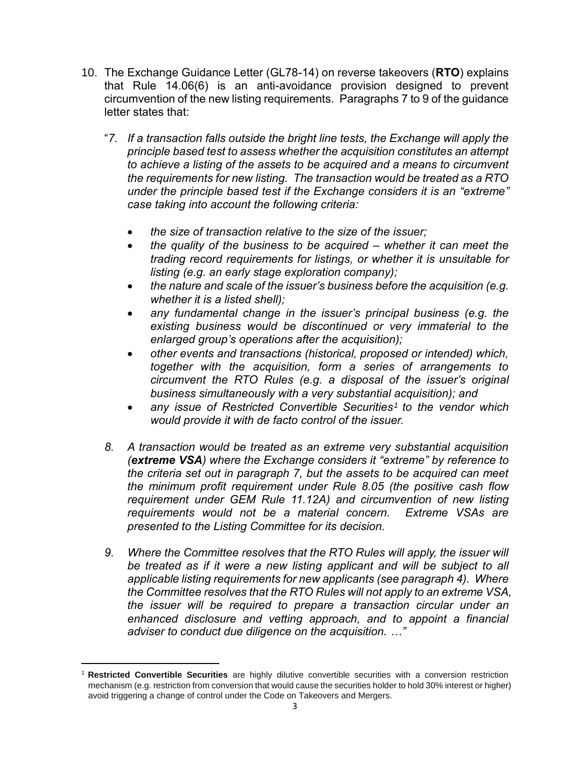10. The Exchange Guidance Letter (GL78-14) on reverse takeovers (**RTO**) explains that Rule 14.06(6) is an anti-avoidance provision designed to prevent circumvention of the new listing requirements. Paragraphs 7 to 9 of the guidance letter states that:

    "*7. If a transaction falls outside the bright line tests, the Exchange will apply the principle based test to assess whether the acquisition constitutes an attempt to achieve a listing of the assets to be acquired and a means to circumvent the requirements for new listing. The transaction would be treated as a RTO under the principle based test if the Exchange considers it is an "extreme" case taking into account the following criteria:*

    - *the size of transaction relative to the size of the issuer;*
    - *the quality of the business to be acquired – whether it can meet the trading record requirements for listings, or whether it is unsuitable for listing (e.g. an early stage exploration company);*
    - *the nature and scale of the issuer's business before the acquisition (e.g. whether it is a listed shell);*
    - *any fundamental change in the issuer's principal business (e.g. the existing business would be discontinued or very immaterial to the enlarged group's operations after the acquisition);*
    - *other events and transactions (historical, proposed or intended) which, together with the acquisition, form a series of arrangements to circumvent the RTO Rules (e.g. a disposal of the issuer's original business simultaneously with a very substantial acquisition); and*
    - *any issue of Restricted Convertible Securities[1] to the vendor which would provide it with de facto control of the issuer.*

    *8. A transaction would be treated as an extreme very substantial acquisition (**extreme VSA**) where the Exchange considers it "extreme" by reference to the criteria set out in paragraph 7, but the assets to be acquired can meet the minimum profit requirement under Rule 8.05 (the positive cash flow requirement under GEM Rule 11.12A) and circumvention of new listing requirements would not be a material concern. Extreme VSAs are presented to the Listing Committee for its decision.*

    *9. Where the Committee resolves that the RTO Rules will apply, the issuer will be treated as if it were a new listing applicant and will be subject to all applicable listing requirements for new applicants (see paragraph 4). Where the Committee resolves that the RTO Rules will not apply to an extreme VSA, the issuer will be required to prepare a transaction circular under an enhanced disclosure and vetting approach, and to appoint a financial adviser to conduct due diligence on the acquisition. …*"

---

[1] **Restricted Convertible Securities** are highly dilutive convertible securities with a conversion restriction mechanism (e.g. restriction from conversion that would cause the securities holder to hold 30% interest or higher) avoid triggering a change of control under the Code on Takeovers and Mergers.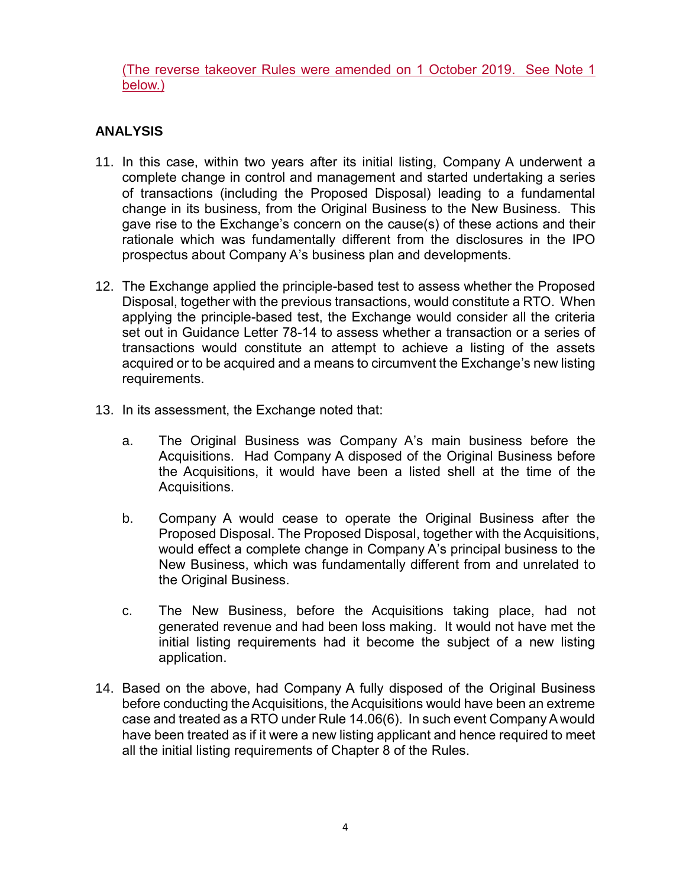(The reverse takeover Rules were amended on 1 October 2019. See Note 1 below.)

**ANALYSIS**

11. In this case, within two years after its initial listing, Company A underwent a complete change in control and management and started undertaking a series of transactions (including the Proposed Disposal) leading to a fundamental change in its business, from the Original Business to the New Business. This gave rise to the Exchange's concern on the cause(s) of these actions and their rationale which was fundamentally different from the disclosures in the IPO prospectus about Company A's business plan and developments.

12. The Exchange applied the principle-based test to assess whether the Proposed Disposal, together with the previous transactions, would constitute a RTO. When applying the principle-based test, the Exchange would consider all the criteria set out in Guidance Letter 78-14 to assess whether a transaction or a series of transactions would constitute an attempt to achieve a listing of the assets acquired or to be acquired and a means to circumvent the Exchange's new listing requirements.

13. In its assessment, the Exchange noted that:

    a. The Original Business was Company A's main business before the Acquisitions. Had Company A disposed of the Original Business before the Acquisitions, it would have been a listed shell at the time of the Acquisitions.

    b. Company A would cease to operate the Original Business after the Proposed Disposal. The Proposed Disposal, together with the Acquisitions, would effect a complete change in Company A's principal business to the New Business, which was fundamentally different from and unrelated to the Original Business.

    c. The New Business, before the Acquisitions taking place, had not generated revenue and had been loss making. It would not have met the initial listing requirements had it become the subject of a new listing application.

14. Based on the above, had Company A fully disposed of the Original Business before conducting the Acquisitions, the Acquisitions would have been an extreme case and treated as a RTO under Rule 14.06(6). In such event Company A would have been treated as if it were a new listing applicant and hence required to meet all the initial listing requirements of Chapter 8 of the Rules.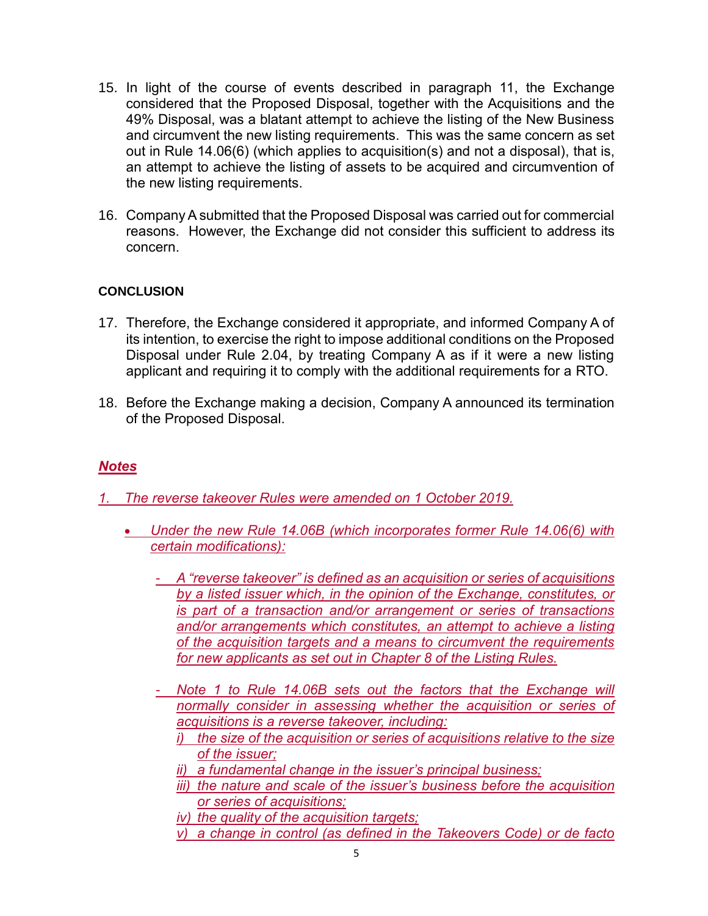15. In light of the course of events described in paragraph 11, the Exchange considered that the Proposed Disposal, together with the Acquisitions and the 49% Disposal, was a blatant attempt to achieve the listing of the New Business and circumvent the new listing requirements. This was the same concern as set out in Rule 14.06(6) (which applies to acquisition(s) and not a disposal), that is, an attempt to achieve the listing of assets to be acquired and circumvention of the new listing requirements.

16. Company A submitted that the Proposed Disposal was carried out for commercial reasons. However, the Exchange did not consider this sufficient to address its concern.

**CONCLUSION**

17. Therefore, the Exchange considered it appropriate, and informed Company A of its intention, to exercise the right to impose additional conditions on the Proposed Disposal under Rule 2.04, by treating Company A as if it were a new listing applicant and requiring it to comply with the additional requirements for a RTO.

18. Before the Exchange making a decision, Company A announced its termination of the Proposed Disposal.

***Notes***

*1. The reverse takeover Rules were amended on 1 October 2019.*

- *Under the new Rule 14.06B (which incorporates former Rule 14.06(6) with certain modifications):*

  - *A "reverse takeover" is defined as an acquisition or series of acquisitions by a listed issuer which, in the opinion of the Exchange, constitutes, or is part of a transaction and/or arrangement or series of transactions and/or arrangements which constitutes, an attempt to achieve a listing of the acquisition targets and a means to circumvent the requirements for new applicants as set out in Chapter 8 of the Listing Rules.*

  - *Note 1 to Rule 14.06B sets out the factors that the Exchange will normally consider in assessing whether the acquisition or series of acquisitions is a reverse takeover, including:*
    - *i) the size of the acquisition or series of acquisitions relative to the size of the issuer;*
    - *ii) a fundamental change in the issuer's principal business;*
    - *iii) the nature and scale of the issuer's business before the acquisition or series of acquisitions;*
    - *iv) the quality of the acquisition targets;*
    - *v) a change in control (as defined in the Takeovers Code) or de facto*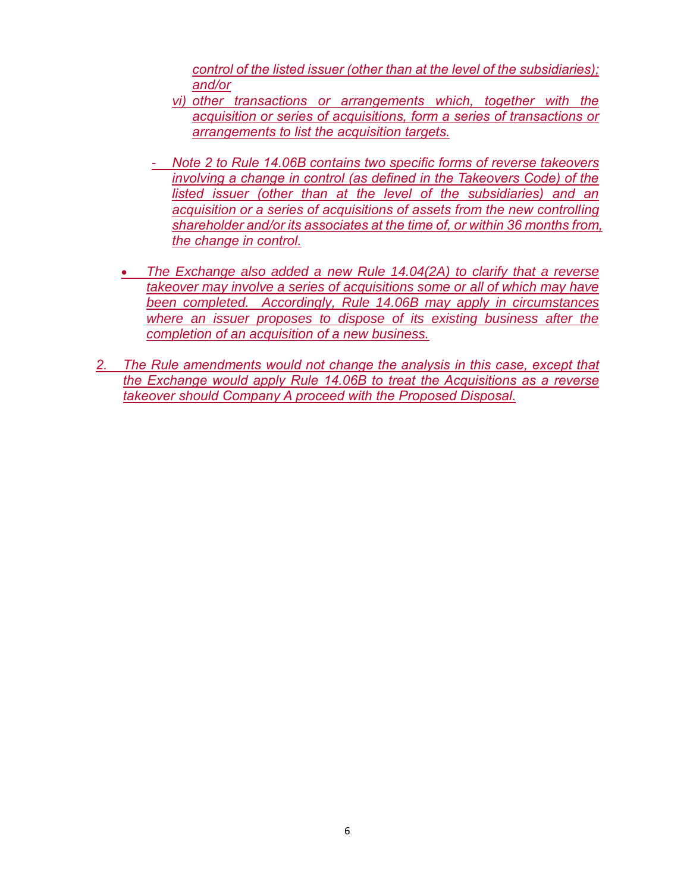*control of the listed issuer (other than at the level of the subsidiaries); and/or*

*vi) other transactions or arrangements which, together with the acquisition or series of acquisitions, form a series of transactions or arrangements to list the acquisition targets.*

- *Note 2 to Rule 14.06B contains two specific forms of reverse takeovers involving a change in control (as defined in the Takeovers Code) of the listed issuer (other than at the level of the subsidiaries) and an acquisition or a series of acquisitions of assets from the new controlling shareholder and/or its associates at the time of, or within 36 months from, the change in control.*

- *The Exchange also added a new Rule 14.04(2A) to clarify that a reverse takeover may involve a series of acquisitions some or all of which may have been completed. Accordingly, Rule 14.06B may apply in circumstances where an issuer proposes to dispose of its existing business after the completion of an acquisition of a new business.*

2. *The Rule amendments would not change the analysis in this case, except that the Exchange would apply Rule 14.06B to treat the Acquisitions as a reverse takeover should Company A proceed with the Proposed Disposal.*